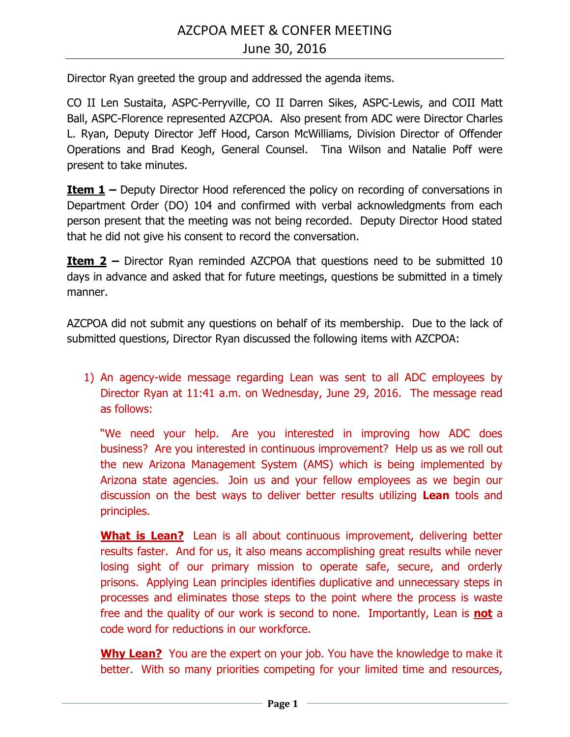# AZCPOA MEET & CONFER MEETING

## June 30, 2016

Director Ryan greeted the group and addressed the agenda items.

CO II Len Sustaita, ASPC-Perryville, CO II Darren Sikes, ASPC-Lewis, and COII Matt Ball, ASPC-Florence represented AZCPOA. Also present from ADC were Director Charles L. Ryan, Deputy Director Jeff Hood, Carson McWilliams, Division Director of Offender Operations and Brad Keogh, General Counsel. Tina Wilson and Natalie Poff were present to take minutes.

**Item 1 –** Deputy Director Hood referenced the policy on recording of conversations in Department Order (DO) 104 and confirmed with verbal acknowledgments from each person present that the meeting was not being recorded. Deputy Director Hood stated that he did not give his consent to record the conversation.

**Item 2 –** Director Ryan reminded AZCPOA that questions need to be submitted 10 days in advance and asked that for future meetings, questions be submitted in a timely manner.

AZCPOA did not submit any questions on behalf of its membership. Due to the lack of submitted questions, Director Ryan discussed the following items with AZCPOA:

1) An agency-wide message regarding Lean was sent to all ADC employees by Director Ryan at 11:41 a.m. on Wednesday, June 29, 2016. The message read as follows:

   "We need your help. Are you interested in improving how ADC does business? Are you interested in continuous improvement? Help us as we roll out the new Arizona Management System (AMS) which is being implemented by Arizona state agencies. Join us and your fellow employees as we begin our discussion on the best ways to deliver better results utilizing **Lean** tools and principles.

   **What is Lean?** Lean is all about continuous improvement, delivering better results faster. And for us, it also means accomplishing great results while never losing sight of our primary mission to operate safe, secure, and orderly prisons. Applying Lean principles identifies duplicative and unnecessary steps in processes and eliminates those steps to the point where the process is waste free and the quality of our work is second to none. Importantly, Lean is **not** a code word for reductions in our workforce.

   **Why Lean?** You are the expert on your job. You have the knowledge to make it better. With so many priorities competing for your limited time and resources,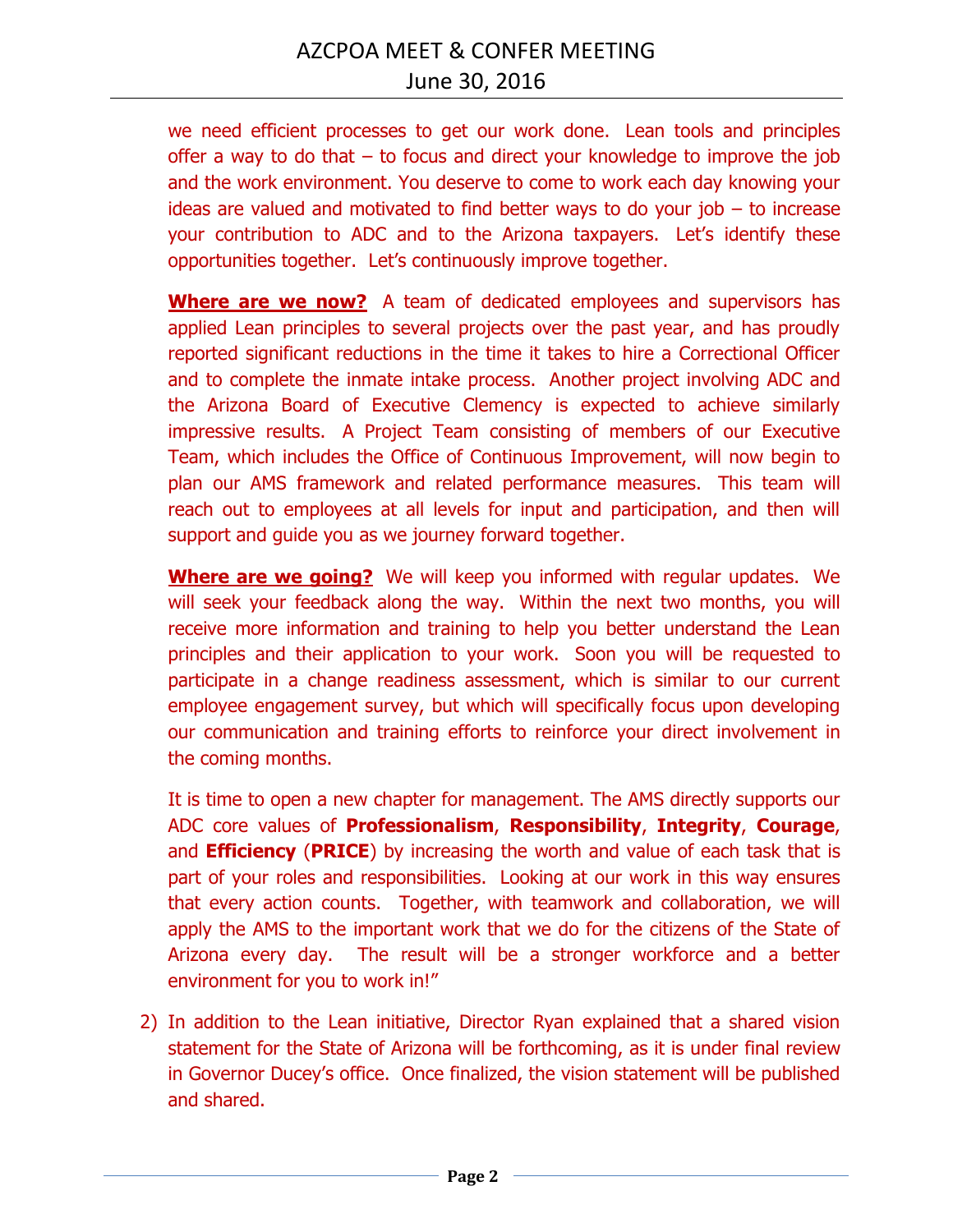we need efficient processes to get our work done. Lean tools and principles offer a way to do that – to focus and direct your knowledge to improve the job and the work environment. You deserve to come to work each day knowing your ideas are valued and motivated to find better ways to do your job – to increase your contribution to ADC and to the Arizona taxpayers. Let's identify these opportunities together. Let's continuously improve together.

**Where are we now?** A team of dedicated employees and supervisors has applied Lean principles to several projects over the past year, and has proudly reported significant reductions in the time it takes to hire a Correctional Officer and to complete the inmate intake process. Another project involving ADC and the Arizona Board of Executive Clemency is expected to achieve similarly impressive results. A Project Team consisting of members of our Executive Team, which includes the Office of Continuous Improvement, will now begin to plan our AMS framework and related performance measures. This team will reach out to employees at all levels for input and participation, and then will support and guide you as we journey forward together.

**Where are we going?** We will keep you informed with regular updates. We will seek your feedback along the way. Within the next two months, you will receive more information and training to help you better understand the Lean principles and their application to your work. Soon you will be requested to participate in a change readiness assessment, which is similar to our current employee engagement survey, but which will specifically focus upon developing our communication and training efforts to reinforce your direct involvement in the coming months.

It is time to open a new chapter for management. The AMS directly supports our ADC core values of **Professionalism**, **Responsibility**, **Integrity**, **Courage**, and **Efficiency** (**PRICE**) by increasing the worth and value of each task that is part of your roles and responsibilities. Looking at our work in this way ensures that every action counts. Together, with teamwork and collaboration, we will apply the AMS to the important work that we do for the citizens of the State of Arizona every day. The result will be a stronger workforce and a better environment for you to work in!"

2) In addition to the Lean initiative, Director Ryan explained that a shared vision statement for the State of Arizona will be forthcoming, as it is under final review in Governor Ducey's office. Once finalized, the vision statement will be published and shared.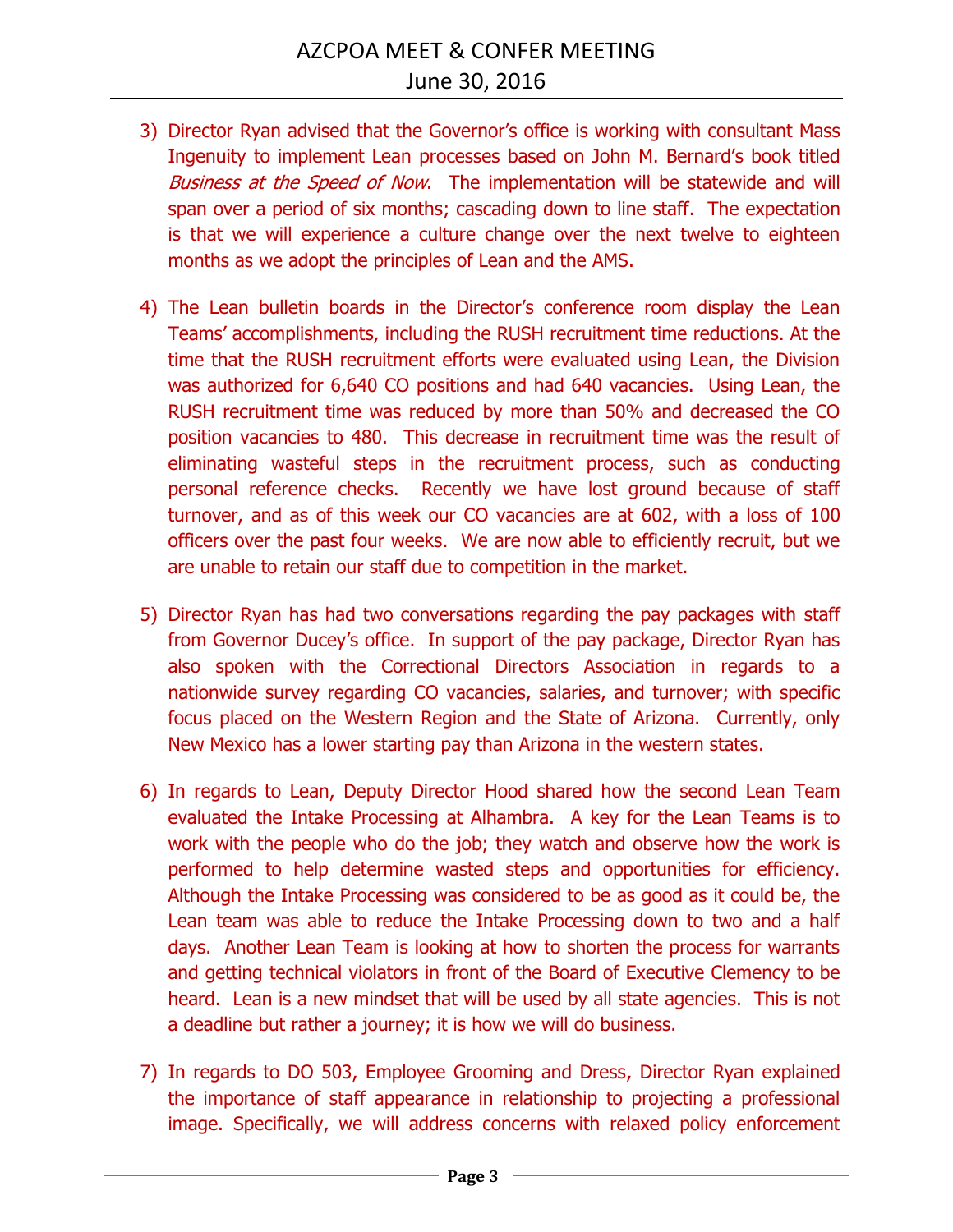3) Director Ryan advised that the Governor's office is working with consultant Mass Ingenuity to implement Lean processes based on John M. Bernard's book titled *Business at the Speed of Now*. The implementation will be statewide and will span over a period of six months; cascading down to line staff. The expectation is that we will experience a culture change over the next twelve to eighteen months as we adopt the principles of Lean and the AMS.

4) The Lean bulletin boards in the Director's conference room display the Lean Teams' accomplishments, including the RUSH recruitment time reductions. At the time that the RUSH recruitment efforts were evaluated using Lean, the Division was authorized for 6,640 CO positions and had 640 vacancies. Using Lean, the RUSH recruitment time was reduced by more than 50% and decreased the CO position vacancies to 480. This decrease in recruitment time was the result of eliminating wasteful steps in the recruitment process, such as conducting personal reference checks. Recently we have lost ground because of staff turnover, and as of this week our CO vacancies are at 602, with a loss of 100 officers over the past four weeks. We are now able to efficiently recruit, but we are unable to retain our staff due to competition in the market.

5) Director Ryan has had two conversations regarding the pay packages with staff from Governor Ducey's office. In support of the pay package, Director Ryan has also spoken with the Correctional Directors Association in regards to a nationwide survey regarding CO vacancies, salaries, and turnover; with specific focus placed on the Western Region and the State of Arizona. Currently, only New Mexico has a lower starting pay than Arizona in the western states.

6) In regards to Lean, Deputy Director Hood shared how the second Lean Team evaluated the Intake Processing at Alhambra. A key for the Lean Teams is to work with the people who do the job; they watch and observe how the work is performed to help determine wasted steps and opportunities for efficiency. Although the Intake Processing was considered to be as good as it could be, the Lean team was able to reduce the Intake Processing down to two and a half days. Another Lean Team is looking at how to shorten the process for warrants and getting technical violators in front of the Board of Executive Clemency to be heard. Lean is a new mindset that will be used by all state agencies. This is not a deadline but rather a journey; it is how we will do business.

7) In regards to DO 503, Employee Grooming and Dress, Director Ryan explained the importance of staff appearance in relationship to projecting a professional image. Specifically, we will address concerns with relaxed policy enforcement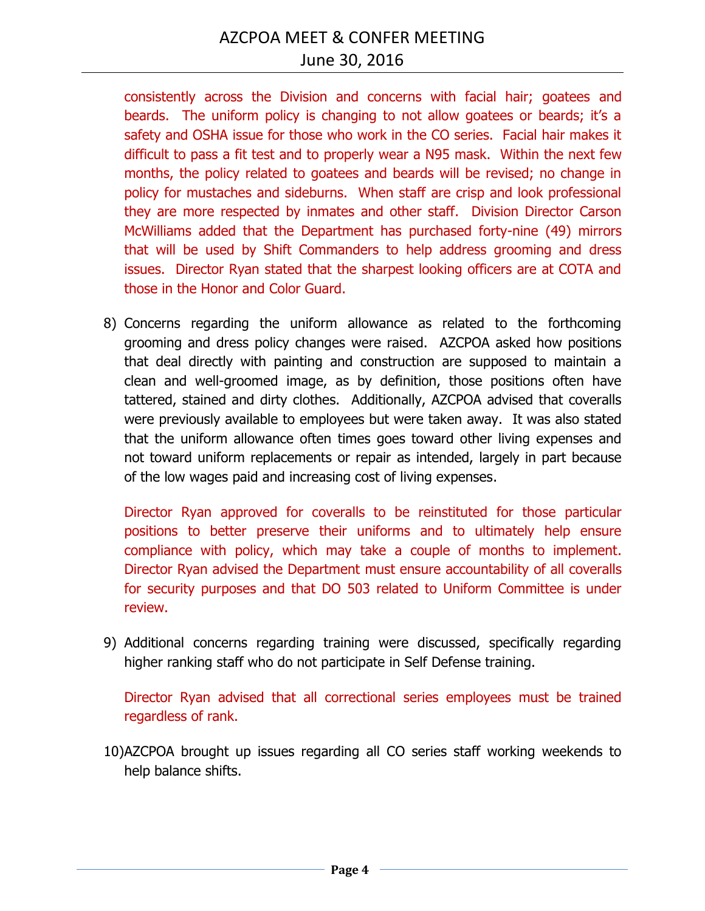consistently across the Division and concerns with facial hair; goatees and beards. The uniform policy is changing to not allow goatees or beards; it's a safety and OSHA issue for those who work in the CO series. Facial hair makes it difficult to pass a fit test and to properly wear a N95 mask. Within the next few months, the policy related to goatees and beards will be revised; no change in policy for mustaches and sideburns. When staff are crisp and look professional they are more respected by inmates and other staff. Division Director Carson McWilliams added that the Department has purchased forty-nine (49) mirrors that will be used by Shift Commanders to help address grooming and dress issues. Director Ryan stated that the sharpest looking officers are at COTA and those in the Honor and Color Guard.

8) Concerns regarding the uniform allowance as related to the forthcoming grooming and dress policy changes were raised. AZCPOA asked how positions that deal directly with painting and construction are supposed to maintain a clean and well-groomed image, as by definition, those positions often have tattered, stained and dirty clothes. Additionally, AZCPOA advised that coveralls were previously available to employees but were taken away. It was also stated that the uniform allowance often times goes toward other living expenses and not toward uniform replacements or repair as intended, largely in part because of the low wages paid and increasing cost of living expenses.

   Director Ryan approved for coveralls to be reinstituted for those particular positions to better preserve their uniforms and to ultimately help ensure compliance with policy, which may take a couple of months to implement. Director Ryan advised the Department must ensure accountability of all coveralls for security purposes and that DO 503 related to Uniform Committee is under review.

9) Additional concerns regarding training were discussed, specifically regarding higher ranking staff who do not participate in Self Defense training.

   Director Ryan advised that all correctional series employees must be trained regardless of rank.

10) AZCPOA brought up issues regarding all CO series staff working weekends to help balance shifts.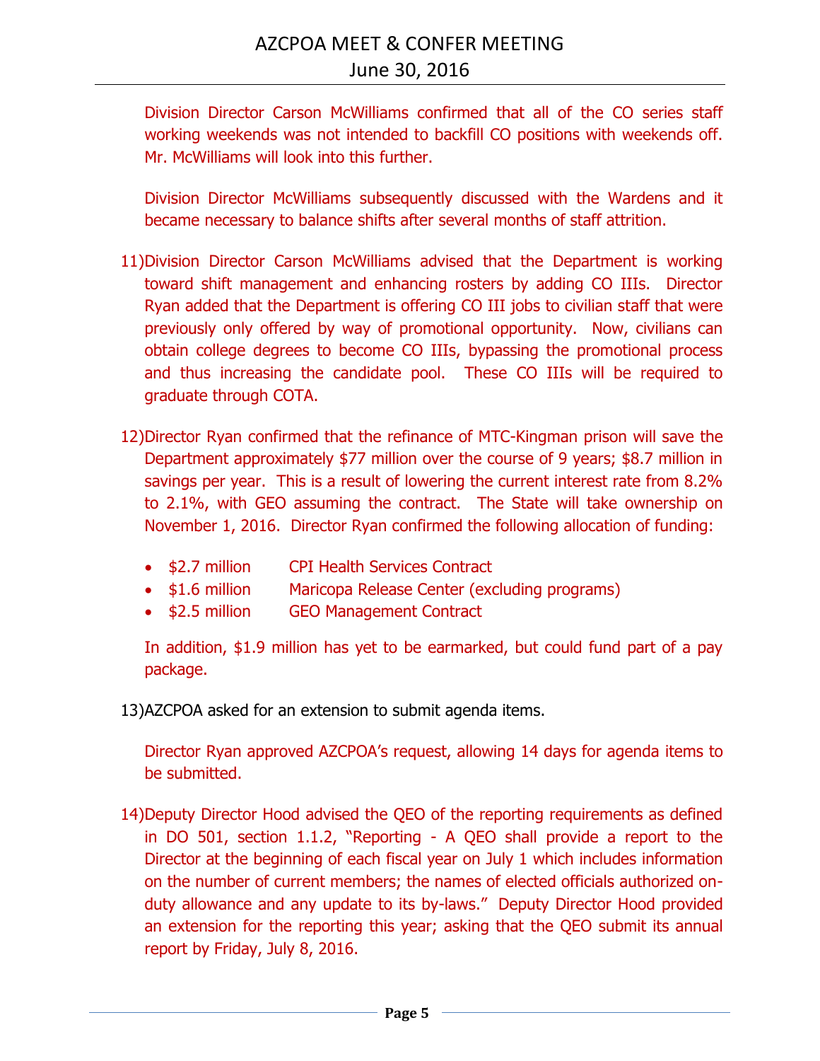Division Director Carson McWilliams confirmed that all of the CO series staff working weekends was not intended to backfill CO positions with weekends off. Mr. McWilliams will look into this further.

Division Director McWilliams subsequently discussed with the Wardens and it became necessary to balance shifts after several months of staff attrition.

11) Division Director Carson McWilliams advised that the Department is working toward shift management and enhancing rosters by adding CO IIIs. Director Ryan added that the Department is offering CO III jobs to civilian staff that were previously only offered by way of promotional opportunity. Now, civilians can obtain college degrees to become CO IIIs, bypassing the promotional process and thus increasing the candidate pool. These CO IIIs will be required to graduate through COTA.

12) Director Ryan confirmed that the refinance of MTC-Kingman prison will save the Department approximately $77 million over the course of 9 years; $8.7 million in savings per year. This is a result of lowering the current interest rate from 8.2% to 2.1%, with GEO assuming the contract. The State will take ownership on November 1, 2016. Director Ryan confirmed the following allocation of funding:

    - $2.7 million — CPI Health Services Contract
    - $1.6 million — Maricopa Release Center (excluding programs)
    - $2.5 million — GEO Management Contract

    In addition, $1.9 million has yet to be earmarked, but could fund part of a pay package.

13) AZCPOA asked for an extension to submit agenda items.

    Director Ryan approved AZCPOA's request, allowing 14 days for agenda items to be submitted.

14) Deputy Director Hood advised the QEO of the reporting requirements as defined in DO 501, section 1.1.2, "Reporting - A QEO shall provide a report to the Director at the beginning of each fiscal year on July 1 which includes information on the number of current members; the names of elected officials authorized on-duty allowance and any update to its by-laws." Deputy Director Hood provided an extension for the reporting this year; asking that the QEO submit its annual report by Friday, July 8, 2016.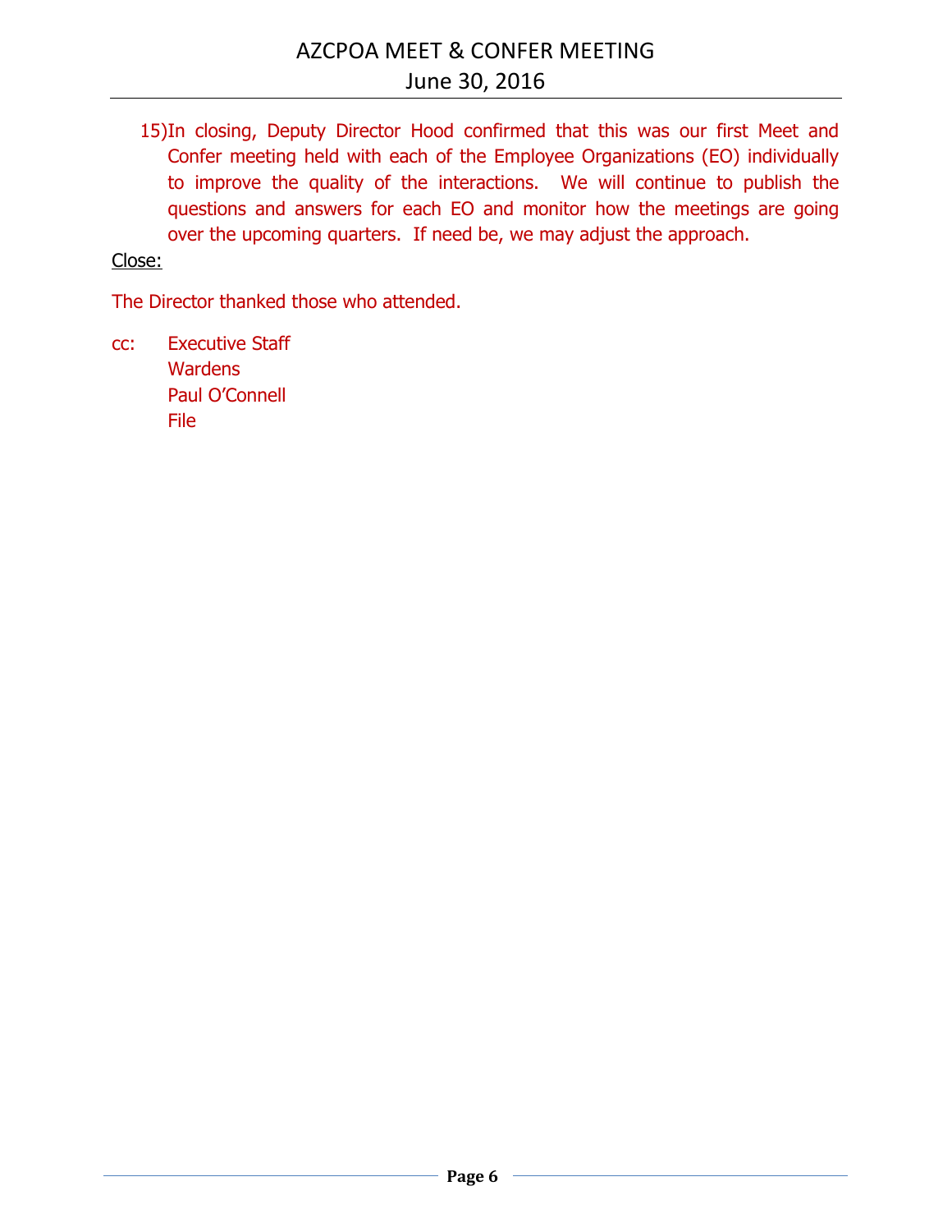15) In closing, Deputy Director Hood confirmed that this was our first Meet and Confer meeting held with each of the Employee Organizations (EO) individually to improve the quality of the interactions. We will continue to publish the questions and answers for each EO and monitor how the meetings are going over the upcoming quarters. If need be, we may adjust the approach.

Close:

The Director thanked those who attended.

cc: Executive Staff
Wardens
Paul O'Connell
File